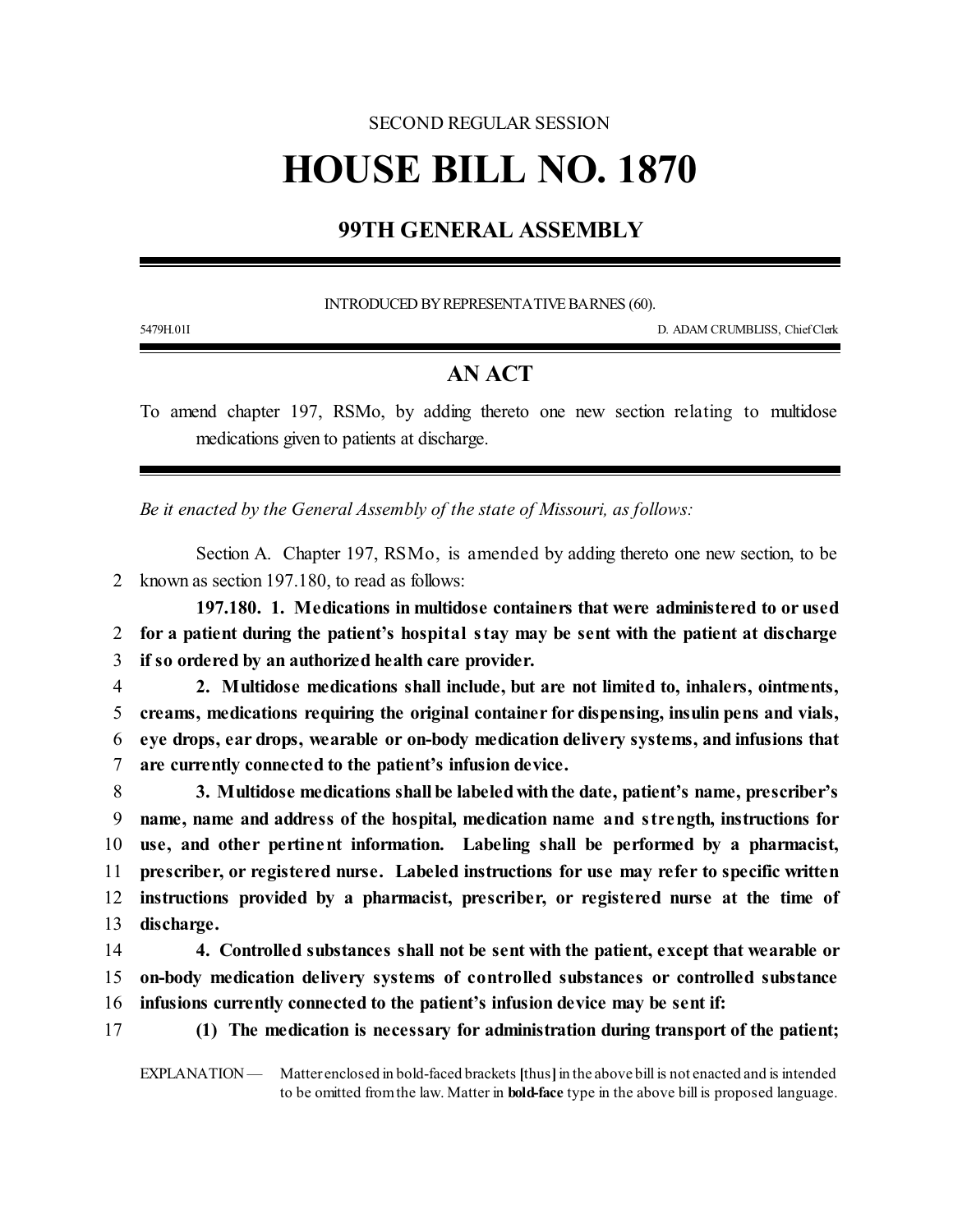SECOND REGULAR SESSION

# HOUSE BILL NO. 1870

## 99TH GENERAL ASSEMBLY

INTRODUCED BY REPRESENTATIVE BARNES (60).

5479H.01I D. ADAM CRUMBLISS, Chief Clerk

## AN ACT

To amend chapter 197, RSMo, by adding thereto one new section relating to multidose medications given to patients at discharge.

*Be it enacted by the General Assembly of the state of Missouri, as follows:*

Section A. Chapter 197, RSMo, is amended by adding thereto one new section, to be known as section 197.180, to read as follows:

**197.180. 1. Medications in multidose containers that were administered to or used for a patient during the patient's hospital stay may be sent with the patient at discharge if so ordered by an authorized health care provider.**

**2. Multidose medications shall include, but are not limited to, inhalers, ointments, creams, medications requiring the original container for dispensing, insulin pens and vials, eye drops, ear drops, wearable or on-body medication delivery systems, and infusions that are currently connected to the patient's infusion device.**

**3. Multidose medications shall be labeled with the date, patient's name, prescriber's name, name and address of the hospital, medication name and strength, instructions for use, and other pertinent information. Labeling shall be performed by a pharmacist, prescriber, or registered nurse. Labeled instructions for use may refer to specific written instructions provided by a pharmacist, prescriber, or registered nurse at the time of discharge.**

**4. Controlled substances shall not be sent with the patient, except that wearable or on-body medication delivery systems of controlled substances or controlled substance infusions currently connected to the patient's infusion device may be sent if:**

**(1) The medication is necessary for administration during transport of the patient;**

EXPLANATION — Matter enclosed in bold-faced brackets **[**thus**]** in the above bill is not enacted and is intended to be omitted from the law. Matter in **bold-face** type in the above bill is proposed language.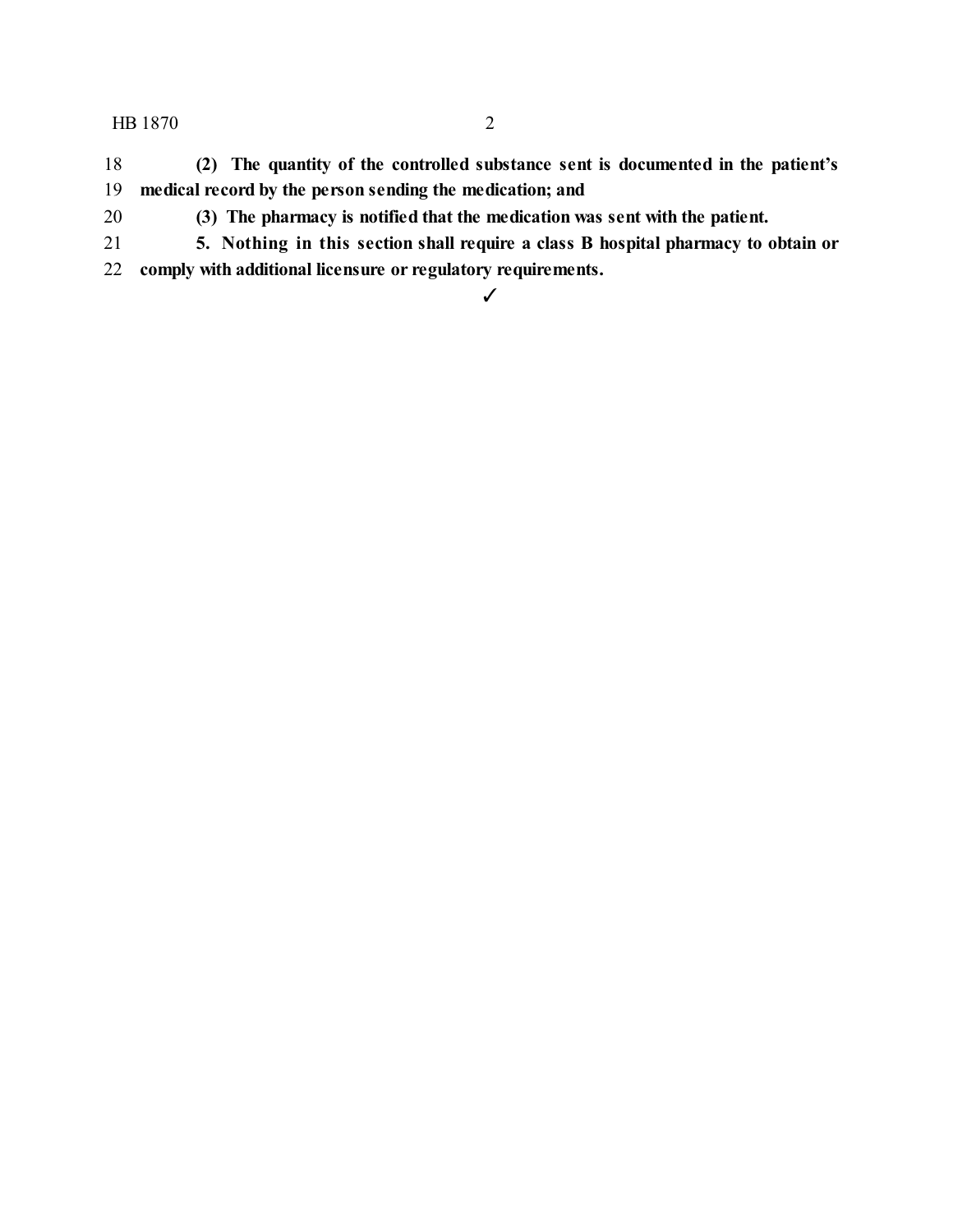**(2) The quantity of the controlled substance sent is documented in the patient's medical record by the person sending the medication; and**

**(3) The pharmacy is notified that the medication was sent with the patient.**

**5. Nothing in this section shall require a class B hospital pharmacy to obtain or comply with additional licensure or regulatory requirements.**

✓